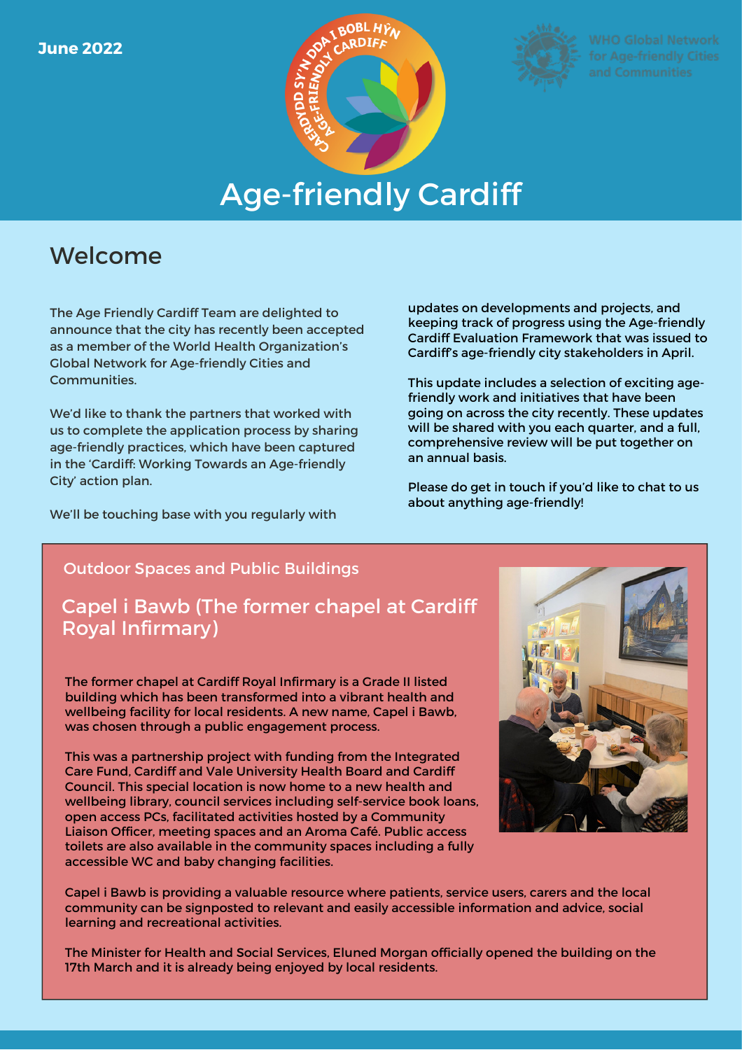June 2022

# Age-friendly Cardiff

## Welcome

The Age Friendly Cardiff Team are delighted to announce that the city has recently been accepted as a member of the World Health Organization's Global Network for Age-friendly Cities and Communities.

We'd like to thank the partners that worked with us to complete the application process by sharing age-friendly practices, which have been captured in the 'Cardiff: Working Towards an Age-friendly City' action plan.

We'll be touching base with you regularly with updates on developments and projects, and keeping track of progress using the Age-friendly Cardiff Evaluation Framework that was issued to Cardiff's age-friendly city stakeholders in April.

This update includes a selection of exciting age-friendly work and initiatives that have been going on across the city recently. These updates will be shared with you each quarter, and a full, comprehensive review will be put together on an annual basis.

Please do get in touch if you'd like to chat to us about anything age-friendly!

### Outdoor Spaces and Public Buildings

## Capel i Bawb (The former chapel at Cardiff Royal Infirmary)

The former chapel at Cardiff Royal Infirmary is a Grade II listed building which has been transformed into a vibrant health and wellbeing facility for local residents. A new name, Capel i Bawb, was chosen through a public engagement process.

This was a partnership project with funding from the Integrated Care Fund, Cardiff and Vale University Health Board and Cardiff Council. This special location is now home to a new health and wellbeing library, council services including self-service book loans, open access PCs, facilitated activities hosted by a Community Liaison Officer, meeting spaces and an Aroma Café. Public access toilets are also available in the community spaces including a fully accessible WC and baby changing facilities.

Capel i Bawb is providing a valuable resource where patients, service users, carers and the local community can be signposted to relevant and easily accessible information and advice, social learning and recreational activities.

The Minister for Health and Social Services, Eluned Morgan officially opened the building on the 17th March and it is already being enjoyed by local residents.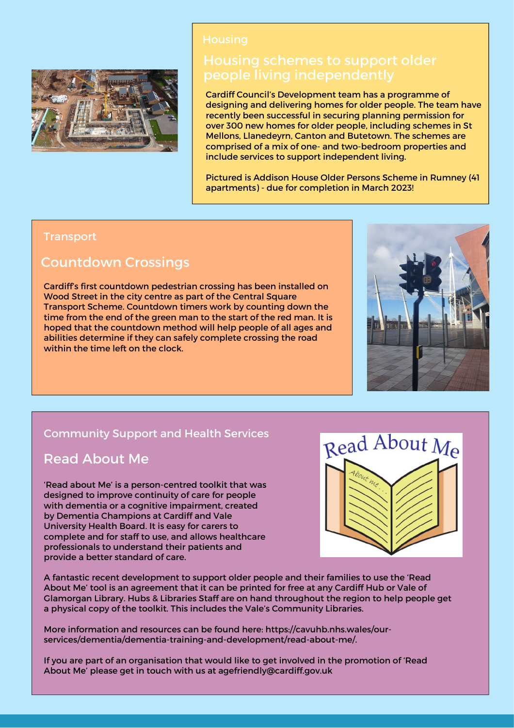Housing

## Housing schemes to support older people living independently

Cardiff Council's Development team has a programme of designing and delivering homes for older people. The team have recently been successful in securing planning permission for over 300 new homes for older people, including schemes in St Mellons, Llanedeyrn, Canton and Butetown. The schemes are comprised of a mix of one- and two-bedroom properties and include services to support independent living.

Pictured is Addison House Older Persons Scheme in Rumney (41 apartments) - due for completion in March 2023!

Transport

## Countdown Crossings

Cardiff's first countdown pedestrian crossing has been installed on Wood Street in the city centre as part of the Central Square Transport Scheme. Countdown timers work by counting down the time from the end of the green man to the start of the red man. It is hoped that the countdown method will help people of all ages and abilities determine if they can safely complete crossing the road within the time left on the clock.

Community Support and Health Services

## Read About Me

'Read about Me' is a person-centred toolkit that was designed to improve continuity of care for people with dementia or a cognitive impairment, created by Dementia Champions at Cardiff and Vale University Health Board. It is easy for carers to complete and for staff to use, and allows healthcare professionals to understand their patients and provide a better standard of care.

A fantastic recent development to support older people and their families to use the 'Read About Me' tool is an agreement that it can be printed for free at any Cardiff Hub or Vale of Glamorgan Library. Hubs & Libraries Staff are on hand throughout the region to help people get a physical copy of the toolkit. This includes the Vale's Community Libraries.

More information and resources can be found here: https://cavuhb.nhs.wales/our-services/dementia/dementia-training-and-development/read-about-me/.

If you are part of an organisation that would like to get involved in the promotion of 'Read About Me' please get in touch with us at agefriendly@cardiff.gov.uk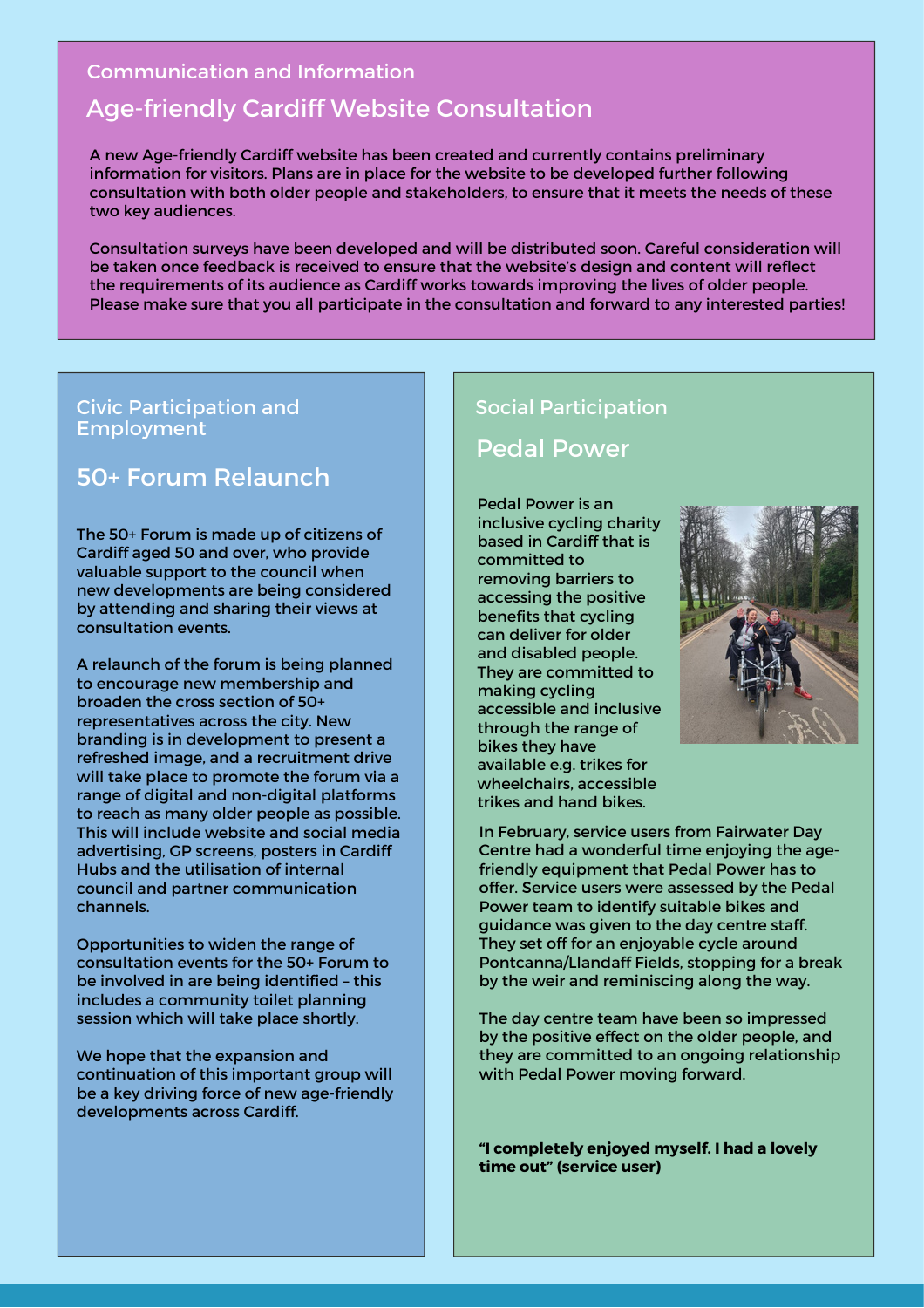Communication and Information

## Age-friendly Cardiff Website Consultation

A new Age-friendly Cardiff website has been created and currently contains preliminary information for visitors. Plans are in place for the website to be developed further following consultation with both older people and stakeholders, to ensure that it meets the needs of these two key audiences.

Consultation surveys have been developed and will be distributed soon. Careful consideration will be taken once feedback is received to ensure that the website's design and content will reflect the requirements of its audience as Cardiff works towards improving the lives of older people. Please make sure that you all participate in the consultation and forward to any interested parties!

Civic Participation and Employment

## 50+ Forum Relaunch

The 50+ Forum is made up of citizens of Cardiff aged 50 and over, who provide valuable support to the council when new developments are being considered by attending and sharing their views at consultation events.

A relaunch of the forum is being planned to encourage new membership and broaden the cross section of 50+ representatives across the city. New branding is in development to present a refreshed image, and a recruitment drive will take place to promote the forum via a range of digital and non-digital platforms to reach as many older people as possible. This will include website and social media advertising, GP screens, posters in Cardiff Hubs and the utilisation of internal council and partner communication channels.

Opportunities to widen the range of consultation events for the 50+ Forum to be involved in are being identified – this includes a community toilet planning session which will take place shortly.

We hope that the expansion and continuation of this important group will be a key driving force of new age-friendly developments across Cardiff.

Social Participation

## Pedal Power

Pedal Power is an inclusive cycling charity based in Cardiff that is committed to removing barriers to accessing the positive benefits that cycling can deliver for older and disabled people. They are committed to making cycling accessible and inclusive through the range of bikes they have available e.g. trikes for wheelchairs, accessible trikes and hand bikes.

In February, service users from Fairwater Day Centre had a wonderful time enjoying the age-friendly equipment that Pedal Power has to offer. Service users were assessed by the Pedal Power team to identify suitable bikes and guidance was given to the day centre staff. They set off for an enjoyable cycle around Pontcanna/Llandaff Fields, stopping for a break by the weir and reminiscing along the way.

The day centre team have been so impressed by the positive effect on the older people, and they are committed to an ongoing relationship with Pedal Power moving forward.

**"I completely enjoyed myself. I had a lovely time out" (service user)**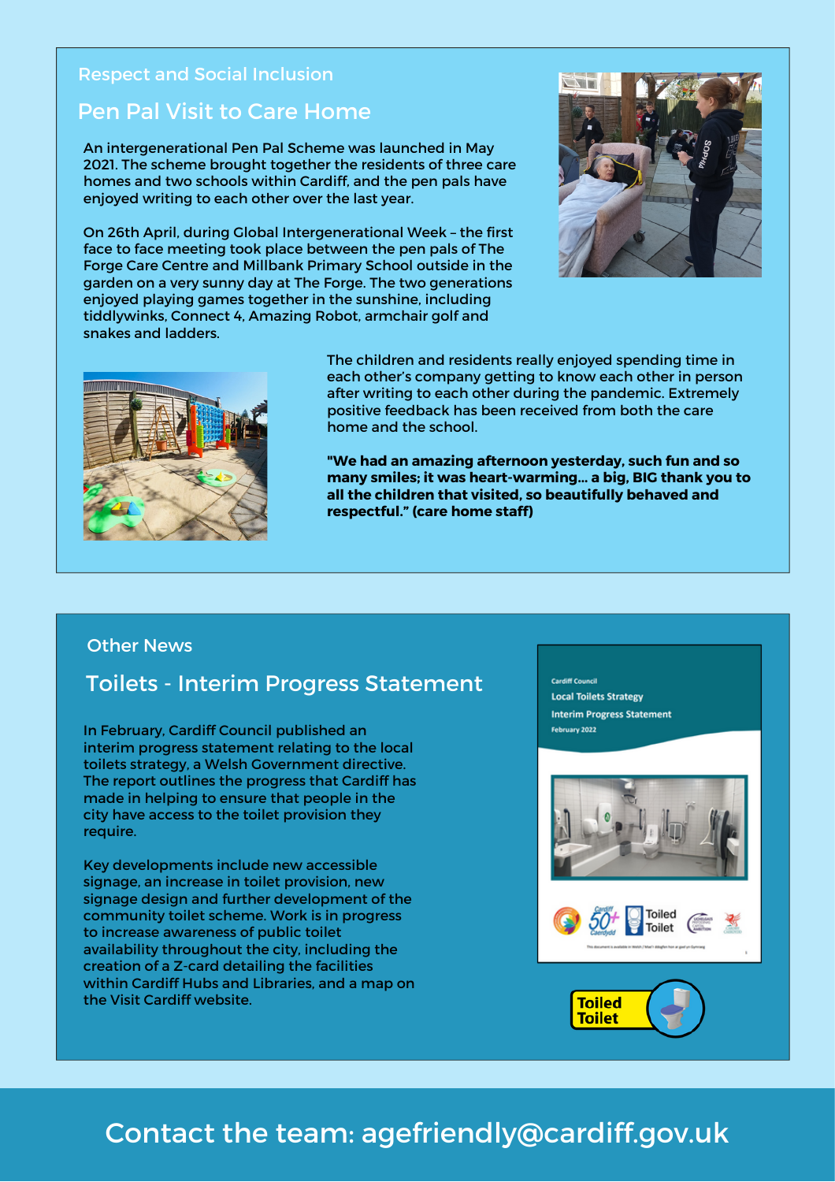Respect and Social Inclusion

## Pen Pal Visit to Care Home

An intergenerational Pen Pal Scheme was launched in May 2021. The scheme brought together the residents of three care homes and two schools within Cardiff, and the pen pals have enjoyed writing to each other over the last year.

On 26th April, during Global Intergenerational Week – the first face to face meeting took place between the pen pals of The Forge Care Centre and Millbank Primary School outside in the garden on a very sunny day at The Forge. The two generations enjoyed playing games together in the sunshine, including tiddlywinks, Connect 4, Amazing Robot, armchair golf and snakes and ladders.

The children and residents really enjoyed spending time in each other's company getting to know each other in person after writing to each other during the pandemic. Extremely positive feedback has been received from both the care home and the school.

**"We had an amazing afternoon yesterday, such fun and so many smiles; it was heart-warming... a big, BIG thank you to all the children that visited, so beautifully behaved and respectful." (care home staff)**

Other News

## Toilets - Interim Progress Statement

In February, Cardiff Council published an interim progress statement relating to the local toilets strategy, a Welsh Government directive. The report outlines the progress that Cardiff has made in helping to ensure that people in the city have access to the toilet provision they require.

Key developments include new accessible signage, an increase in toilet provision, new signage design and further development of the community toilet scheme. Work is in progress to increase awareness of public toilet availability throughout the city, including the creation of a Z-card detailing the facilities within Cardiff Hubs and Libraries, and a map on the Visit Cardiff website.

Cardiff Council
Local Toilets Strategy
Interim Progress Statement
February 2022

Toiled Toilet

## Contact the team: agefriendly@cardiff.gov.uk